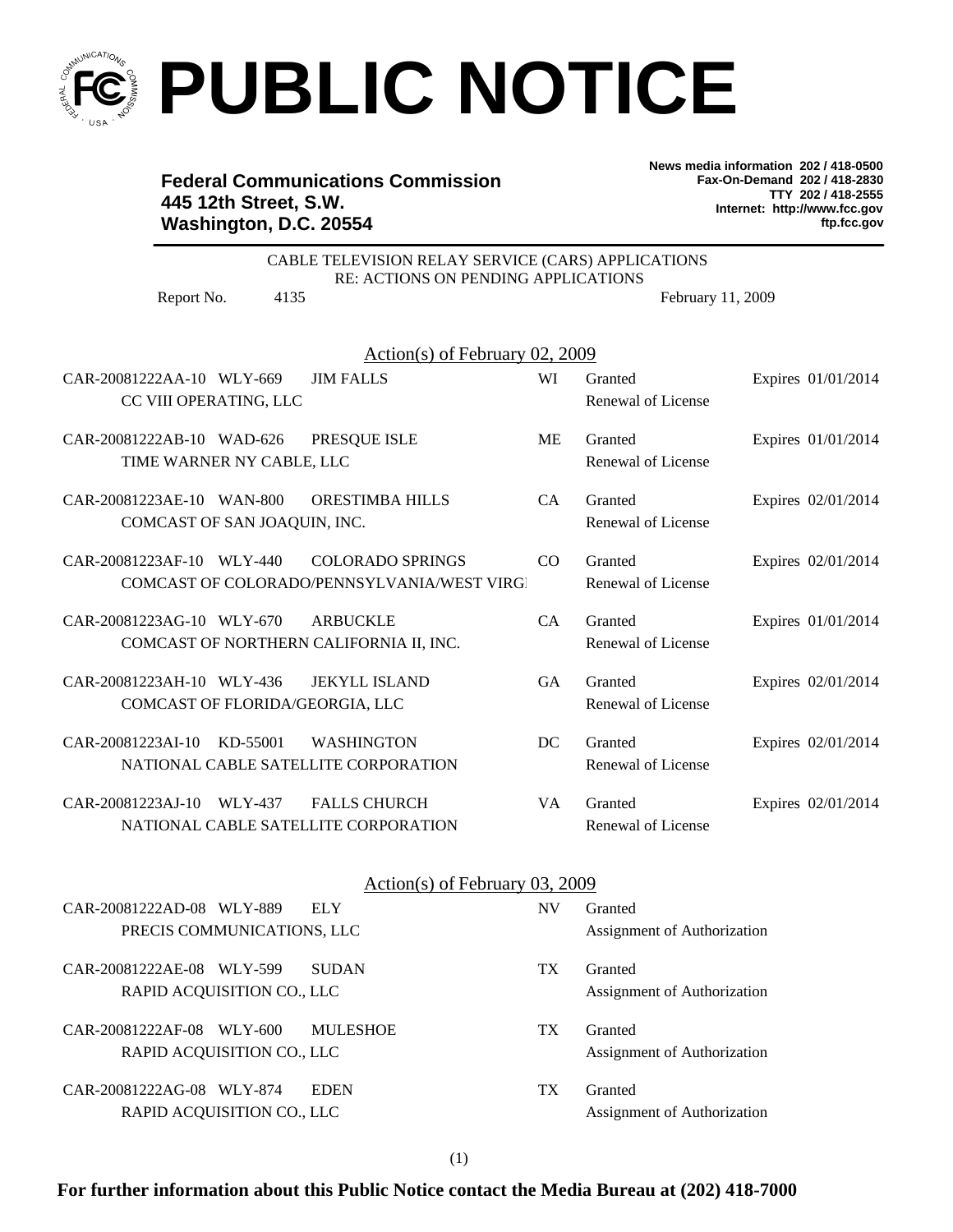# PUBLIC NOTICE

**Federal Communications Commission**
**445 12th Street, S.W.**
**Washington, D.C. 20554**

**News media information 202 / 418-0500**
**Fax-On-Demand 202 / 418-2830**
**TTY 202 / 418-2555**
**Internet: http://www.fcc.gov**
**ftp.fcc.gov**

CABLE TELEVISION RELAY SERVICE (CARS) APPLICATIONS
RE: ACTIONS ON PENDING APPLICATIONS

Report No. 4135 February 11, 2009

## Action(s) of February 02, 2009

| File Number | Call Sign | Location | State | Action | Expiration |
|---|---|---|---|---|---|
| CAR-20081222AA-10 | WLY-669 | JIM FALLS | WI | Granted | Expires 01/01/2014 |
| CC VIII OPERATING, LLC | | | | Renewal of License | |
| CAR-20081222AB-10 | WAD-626 | PRESQUE ISLE | ME | Granted | Expires 01/01/2014 |
| TIME WARNER NY CABLE, LLC | | | | Renewal of License | |
| CAR-20081223AE-10 | WAN-800 | ORESTIMBA HILLS | CA | Granted | Expires 02/01/2014 |
| COMCAST OF SAN JOAQUIN, INC. | | | | Renewal of License | |
| CAR-20081223AF-10 | WLY-440 | COLORADO SPRINGS | CO | Granted | Expires 02/01/2014 |
| COMCAST OF COLORADO/PENNSYLVANIA/WEST VIRGI | | | | Renewal of License | |
| CAR-20081223AG-10 | WLY-670 | ARBUCKLE | CA | Granted | Expires 01/01/2014 |
| COMCAST OF NORTHERN CALIFORNIA II, INC. | | | | Renewal of License | |
| CAR-20081223AH-10 | WLY-436 | JEKYLL ISLAND | GA | Granted | Expires 02/01/2014 |
| COMCAST OF FLORIDA/GEORGIA, LLC | | | | Renewal of License | |
| CAR-20081223AI-10 | KD-55001 | WASHINGTON | DC | Granted | Expires 02/01/2014 |
| NATIONAL CABLE SATELLITE CORPORATION | | | | Renewal of License | |
| CAR-20081223AJ-10 | WLY-437 | FALLS CHURCH | VA | Granted | Expires 02/01/2014 |
| NATIONAL CABLE SATELLITE CORPORATION | | | | Renewal of License | |

## Action(s) of February 03, 2009

| File Number | Call Sign | Location | State | Action |
|---|---|---|---|---|
| CAR-20081222AD-08 | WLY-889 | ELY | NV | Granted |
| PRECIS COMMUNICATIONS, LLC | | | | Assignment of Authorization |
| CAR-20081222AE-08 | WLY-599 | SUDAN | TX | Granted |
| RAPID ACQUISITION CO., LLC | | | | Assignment of Authorization |
| CAR-20081222AF-08 | WLY-600 | MULESHOE | TX | Granted |
| RAPID ACQUISITION CO., LLC | | | | Assignment of Authorization |
| CAR-20081222AG-08 | WLY-874 | EDEN | TX | Granted |
| RAPID ACQUISITION CO., LLC | | | | Assignment of Authorization |

**For further information about this Public Notice contact the Media Bureau at (202) 418-7000**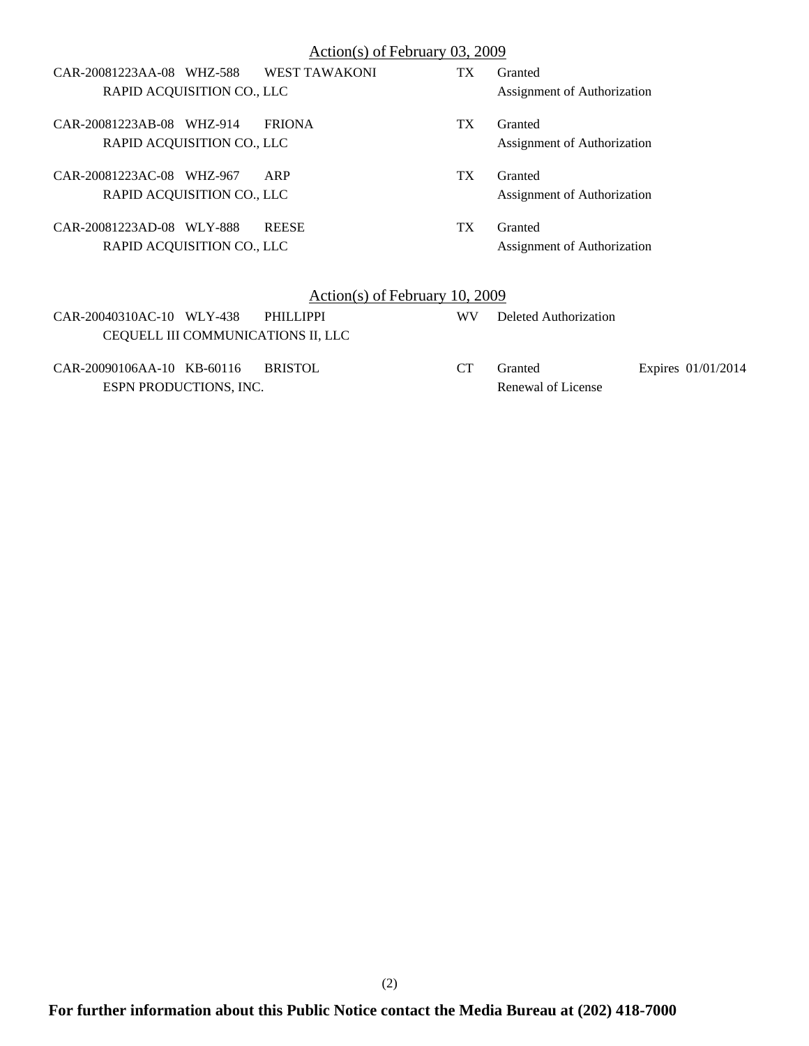## Action(s) of February 03, 2009

| | | | | | |
|---|---|---|---|---|---|
| CAR-20081223AA-08 | WHZ-588 | WEST TAWAKONI | TX | Granted | |
| RAPID ACQUISITION CO., LLC | | | | Assignment of Authorization | |
| CAR-20081223AB-08 | WHZ-914 | FRIONA | TX | Granted | |
| RAPID ACQUISITION CO., LLC | | | | Assignment of Authorization | |
| CAR-20081223AC-08 | WHZ-967 | ARP | TX | Granted | |
| RAPID ACQUISITION CO., LLC | | | | Assignment of Authorization | |
| CAR-20081223AD-08 | WLY-888 | REESE | TX | Granted | |
| RAPID ACQUISITION CO., LLC | | | | Assignment of Authorization | |

## Action(s) of February 10, 2009

| | | | | | |
|---|---|---|---|---|---|
| CAR-20040310AC-10 | WLY-438 | PHILLIPPI | WV | Deleted Authorization | |
| CEQUELL III COMMUNICATIONS II, LLC | | | | | |
| CAR-20090106AA-10 | KB-60116 | BRISTOL | CT | Granted | Expires 01/01/2014 |
| ESPN PRODUCTIONS, INC. | | | | Renewal of License | |

**For further information about this Public Notice contact the Media Bureau at (202) 418-7000**